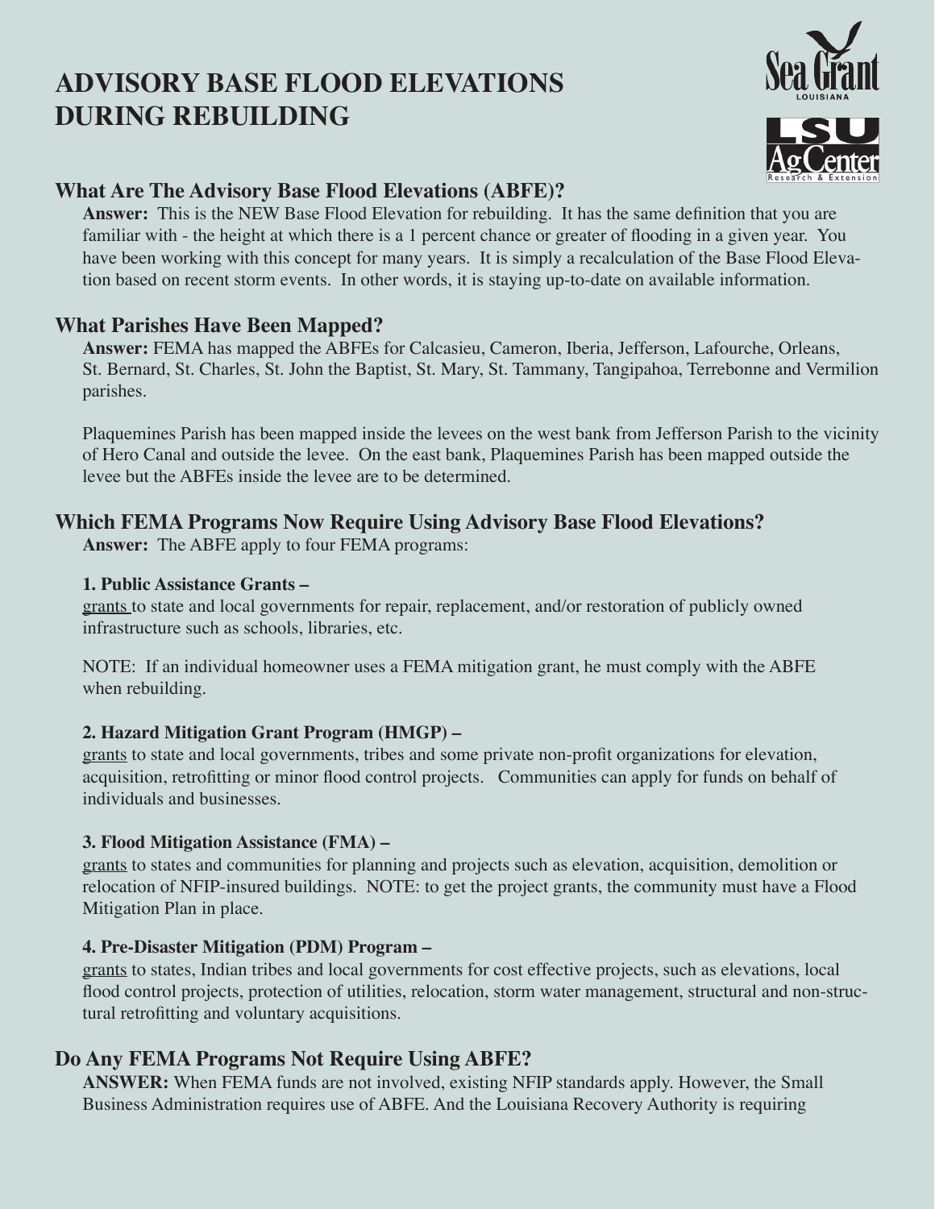# ADVISORY BASE FLOOD ELEVATIONS DURING REBUILDING

## What Are The Advisory Base Flood Elevations (ABFE)?

**Answer:** This is the NEW Base Flood Elevation for rebuilding. It has the same definition that you are familiar with - the height at which there is a 1 percent chance or greater of flooding in a given year. You have been working with this concept for many years. It is simply a recalculation of the Base Flood Elevation based on recent storm events. In other words, it is staying up-to-date on available information.

## What Parishes Have Been Mapped?

**Answer:** FEMA has mapped the ABFEs for Calcasieu, Cameron, Iberia, Jefferson, Lafourche, Orleans, St. Bernard, St. Charles, St. John the Baptist, St. Mary, St. Tammany, Tangipahoa, Terrebonne and Vermilion parishes.

Plaquemines Parish has been mapped inside the levees on the west bank from Jefferson Parish to the vicinity of Hero Canal and outside the levee. On the east bank, Plaquemines Parish has been mapped outside the levee but the ABFEs inside the levee are to be determined.

## Which FEMA Programs Now Require Using Advisory Base Flood Elevations?

**Answer:** The ABFE apply to four FEMA programs:

### 1. Public Assistance Grants –

grants to state and local governments for repair, replacement, and/or restoration of publicly owned infrastructure such as schools, libraries, etc.

NOTE: If an individual homeowner uses a FEMA mitigation grant, he must comply with the ABFE when rebuilding.

### 2. Hazard Mitigation Grant Program (HMGP) –

grants to state and local governments, tribes and some private non-profit organizations for elevation, acquisition, retrofitting or minor flood control projects. Communities can apply for funds on behalf of individuals and businesses.

### 3. Flood Mitigation Assistance (FMA) –

grants to states and communities for planning and projects such as elevation, acquisition, demolition or relocation of NFIP-insured buildings. NOTE: to get the project grants, the community must have a Flood Mitigation Plan in place.

### 4. Pre-Disaster Mitigation (PDM) Program –

grants to states, Indian tribes and local governments for cost effective projects, such as elevations, local flood control projects, protection of utilities, relocation, storm water management, structural and non-structural retrofitting and voluntary acquisitions.

## Do Any FEMA Programs Not Require Using ABFE?

**ANSWER:** When FEMA funds are not involved, existing NFIP standards apply. However, the Small Business Administration requires use of ABFE. And the Louisiana Recovery Authority is requiring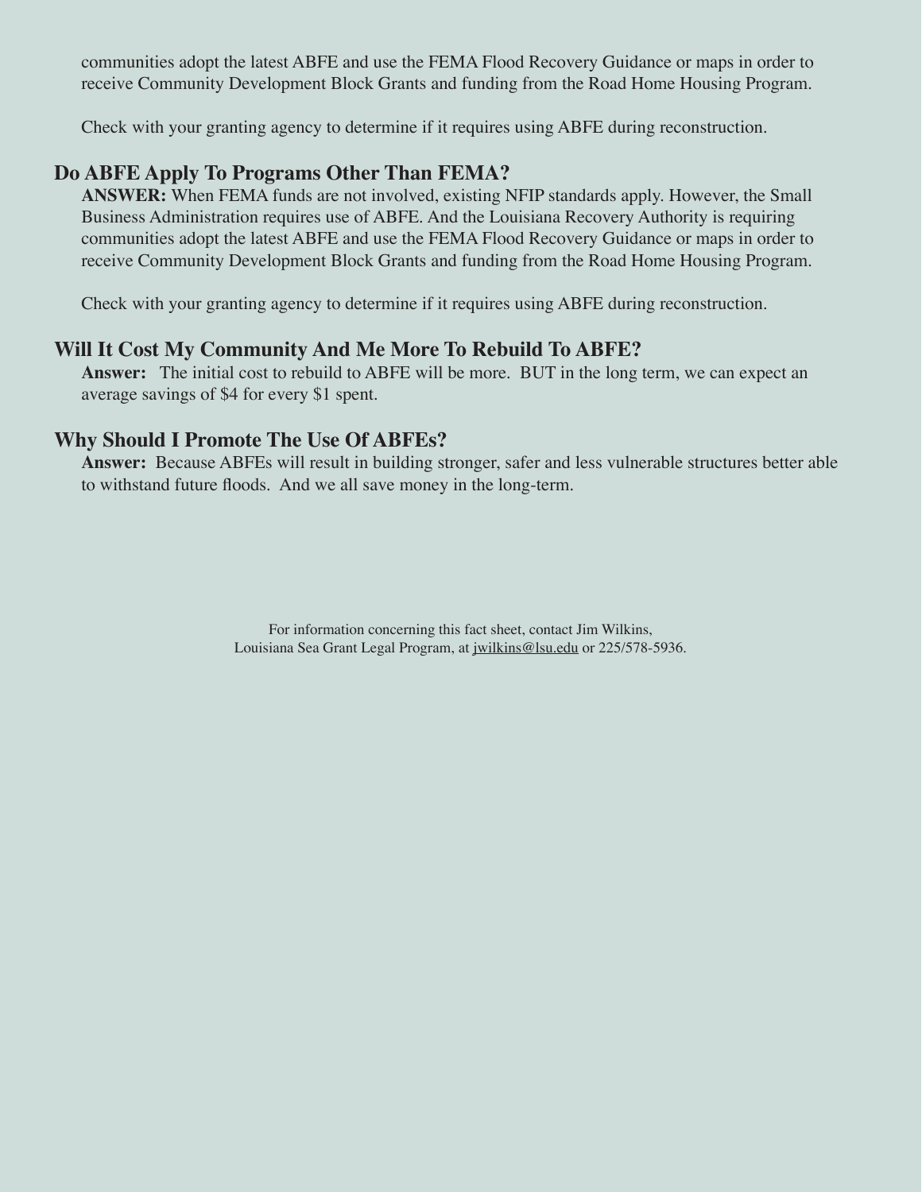communities adopt the latest ABFE and use the FEMA Flood Recovery Guidance or maps in order to receive Community Development Block Grants and funding from the Road Home Housing Program.

Check with your granting agency to determine if it requires using ABFE during reconstruction.

## Do ABFE Apply To Programs Other Than FEMA?

**ANSWER:** When FEMA funds are not involved, existing NFIP standards apply. However, the Small Business Administration requires use of ABFE. And the Louisiana Recovery Authority is requiring communities adopt the latest ABFE and use the FEMA Flood Recovery Guidance or maps in order to receive Community Development Block Grants and funding from the Road Home Housing Program.

Check with your granting agency to determine if it requires using ABFE during reconstruction.

## Will It Cost My Community And Me More To Rebuild To ABFE?

**Answer:** The initial cost to rebuild to ABFE will be more. BUT in the long term, we can expect an average savings of $4 for every $1 spent.

## Why Should I Promote The Use Of ABFEs?

**Answer:** Because ABFEs will result in building stronger, safer and less vulnerable structures better able to withstand future floods. And we all save money in the long-term.

For information concerning this fact sheet, contact Jim Wilkins, Louisiana Sea Grant Legal Program, at jwilkins@lsu.edu or 225/578-5936.